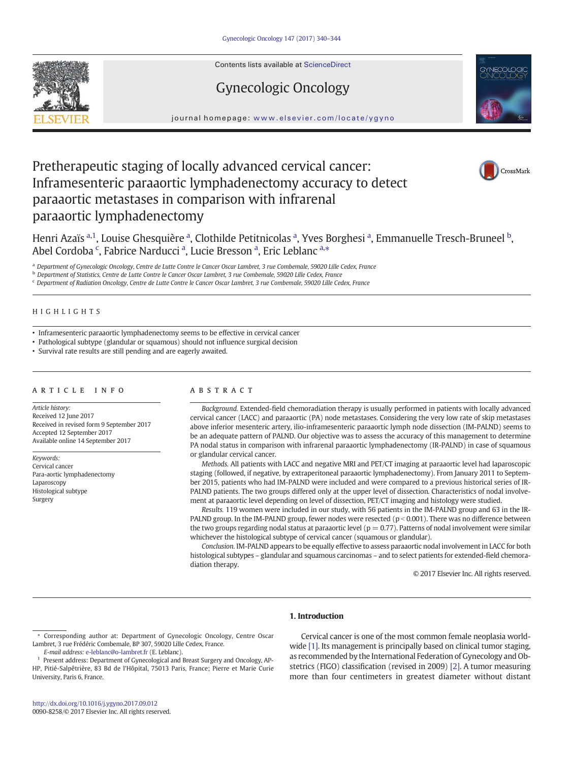Contents lists available at ScienceDirect

# Gynecologic Oncology

journal homepage: www.elsevier.com/locate/ygyno

# Pretherapeutic staging of locally advanced cervical cancer: Inframesenteric paraaortic lymphadenectomy accuracy to detect paraaortic metastases in comparison with infrarenal paraaortic lymphadenectomy

Henri Azaïs [a,1], Louise Ghesquière [a], Clothilde Petitnicolas [a], Yves Borghesi [a], Emmanuelle Tresch-Bruneel [b], Abel Cordoba [c], Fabrice Narducci [a], Lucie Bresson [a], Eric Leblanc [a,*]

[a] Department of Gynecologic Oncology, Centre de Lutte Contre le Cancer Oscar Lambret, 3 rue Combemale, 59020 Lille Cedex, France
[b] Department of Statistics, Centre de Lutte Contre le Cancer Oscar Lambret, 3 rue Combemale, 59020 Lille Cedex, France
[c] Department of Radiation Oncology, Centre de Lutte Contre le Cancer Oscar Lambret, 3 rue Combemale, 59020 Lille Cedex, France

## HIGHLIGHTS

- Inframesenteric paraaortic lymphadenectomy seems to be effective in cervical cancer
- Pathological subtype (glandular or squamous) should not influence surgical decision
- Survival rate results are still pending and are eagerly awaited.

## ARTICLE INFO

*Article history:*
Received 12 June 2017
Received in revised form 9 September 2017
Accepted 12 September 2017
Available online 14 September 2017

*Keywords:*
Cervical cancer
Para-aortic lymphadenectomy
Laparoscopy
Histological subtype
Surgery

## ABSTRACT

*Background.* Extended-field chemoradiation therapy is usually performed in patients with locally advanced cervical cancer (LACC) and paraaortic (PA) node metastases. Considering the very low rate of skip metastases above inferior mesenteric artery, ilio-inframesenteric paraaortic lymph node dissection (IM-PALND) seems to be an adequate pattern of PALND. Our objective was to assess the accuracy of this management to determine PA nodal status in comparison with infrarenal paraaortic lymphadenectomy (IR-PALND) in case of squamous or glandular cervical cancer.

*Methods.* All patients with LACC and negative MRI and PET/CT imaging at paraaortic level had laparoscopic staging (followed, if negative, by extraperitoneal paraaortic lymphadenectomy). From January 2011 to September 2015, patients who had IM-PALND were included and were compared to a previous historical series of IR-PALND patients. The two groups differed only at the upper level of dissection. Characteristics of nodal involvement at paraaortic level depending on level of dissection, PET/CT imaging and histology were studied.

*Results.* 119 women were included in our study, with 56 patients in the IM-PALND group and 63 in the IR-PALND group. In the IM-PALND group, fewer nodes were resected ($p < 0.001$). There was no difference between the two groups regarding nodal status at paraaortic level ($p = 0.77$). Patterns of nodal involvement were similar whichever the histological subtype of cervical cancer (squamous or glandular).

*Conclusion.* IM-PALND appears to be equally effective to assess paraaortic nodal involvement in LACC for both histological subtypes – glandular and squamous carcinomas – and to select patients for extended-field chemoradiation therapy.

© 2017 Elsevier Inc. All rights reserved.

## 1. Introduction

Cervical cancer is one of the most common female neoplasia worldwide [1]. Its management is principally based on clinical tumor staging, as recommended by the International Federation of Gynecology and Obstetrics (FIGO) classification (revised in 2009) [2]. A tumor measuring more than four centimeters in greatest diameter without distant

---

* Corresponding author at: Department of Gynecologic Oncology, Centre Oscar Lambret, 3 rue Frédéric Combemale, BP 307, 59020 Lille Cedex, France.
*E-mail address:* e-leblanc@o-lambret.fr (E. Leblanc).

[1] Present address: Department of Gynecological and Breast Surgery and Oncology, AP-HP, Pitié-Salpêtrière, 83 Bd de l'Hôpital, 75013 Paris, France; Pierre et Marie Curie University, Paris 6, France.

http://dx.doi.org/10.1016/j.ygyno.2017.09.012
0090-8258/© 2017 Elsevier Inc. All rights reserved.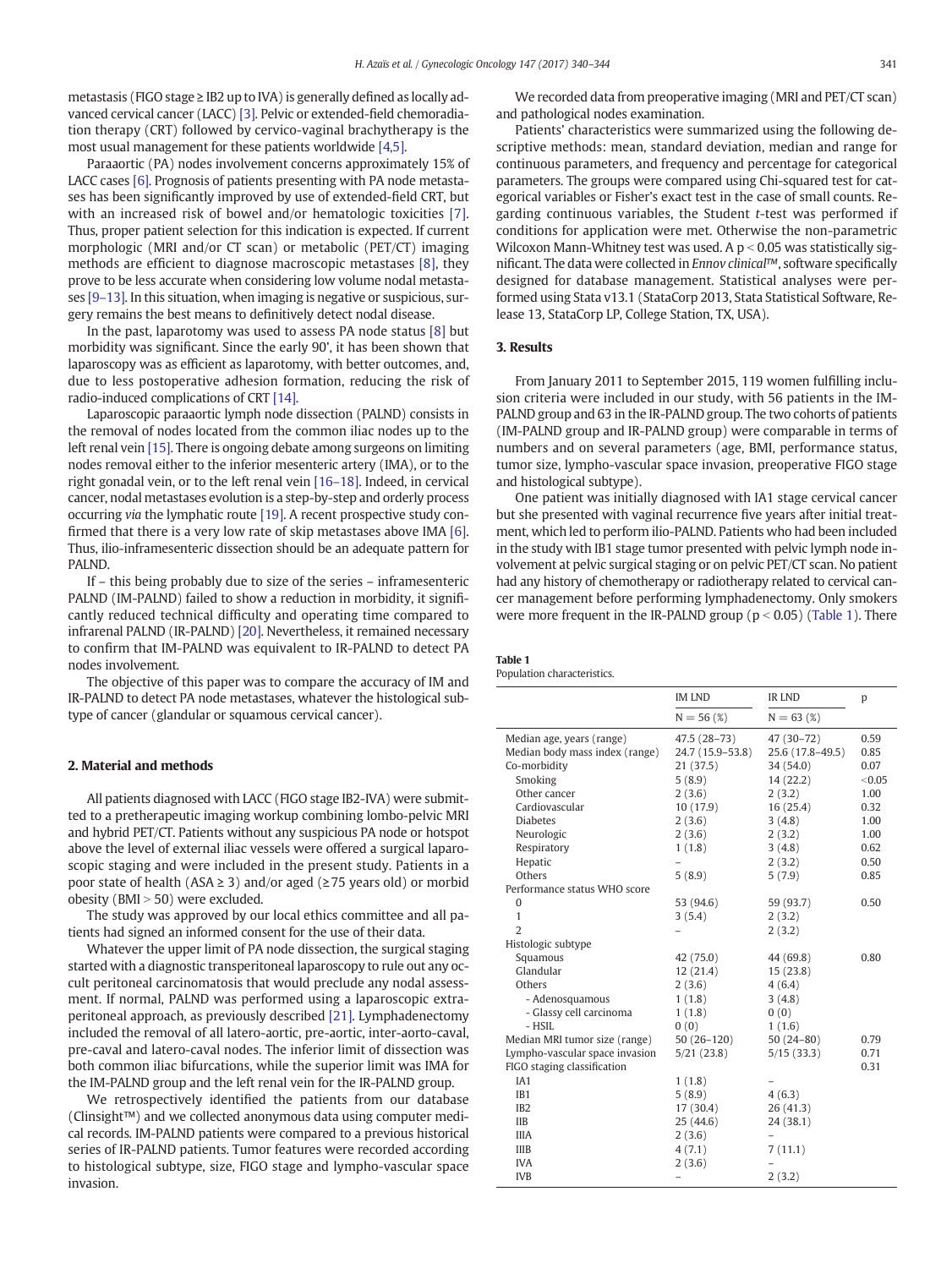metastasis (FIGO stage ≥ IB2 up to IVA) is generally defined as locally advanced cervical cancer (LACC) [3]. Pelvic or extended-field chemoradiation therapy (CRT) followed by cervico-vaginal brachytherapy is the most usual management for these patients worldwide [4,5].

Paraaortic (PA) nodes involvement concerns approximately 15% of LACC cases [6]. Prognosis of patients presenting with PA node metastases has been significantly improved by use of extended-field CRT, but with an increased risk of bowel and/or hematologic toxicities [7]. Thus, proper patient selection for this indication is expected. If current morphologic (MRI and/or CT scan) or metabolic (PET/CT) imaging methods are efficient to diagnose macroscopic metastases [8], they prove to be less accurate when considering low volume nodal metastases [9–13]. In this situation, when imaging is negative or suspicious, surgery remains the best means to definitively detect nodal disease.

In the past, laparotomy was used to assess PA node status [8] but morbidity was significant. Since the early 90', it has been shown that laparoscopy was as efficient as laparotomy, with better outcomes, and, due to less postoperative adhesion formation, reducing the risk of radio-induced complications of CRT [14].

Laparoscopic paraaortic lymph node dissection (PALND) consists in the removal of nodes located from the common iliac nodes up to the left renal vein [15]. There is ongoing debate among surgeons on limiting nodes removal either to the inferior mesenteric artery (IMA), or to the right gonadal vein, or to the left renal vein [16–18]. Indeed, in cervical cancer, nodal metastases evolution is a step-by-step and orderly process occurring *via* the lymphatic route [19]. A recent prospective study confirmed that there is a very low rate of skip metastases above IMA [6]. Thus, ilio-inframesenteric dissection should be an adequate pattern for PALND.

If – this being probably due to size of the series – inframesenteric PALND (IM-PALND) failed to show a reduction in morbidity, it significantly reduced technical difficulty and operating time compared to infrarenal PALND (IR-PALND) [20]. Nevertheless, it remained necessary to confirm that IM-PALND was equivalent to IR-PALND to detect PA nodes involvement.

The objective of this paper was to compare the accuracy of IM and IR-PALND to detect PA node metastases, whatever the histological subtype of cancer (glandular or squamous cervical cancer).

## 2. Material and methods

All patients diagnosed with LACC (FIGO stage IB2-IVA) were submitted to a pretherapeutic imaging workup combining lombo-pelvic MRI and hybrid PET/CT. Patients without any suspicious PA node or hotspot above the level of external iliac vessels were offered a surgical laparoscopic staging and were included in the present study. Patients in a poor state of health (ASA ≥ 3) and/or aged (≥75 years old) or morbid obesity (BMI > 50) were excluded.

The study was approved by our local ethics committee and all patients had signed an informed consent for the use of their data.

Whatever the upper limit of PA node dissection, the surgical staging started with a diagnostic transperitoneal laparoscopy to rule out any occult peritoneal carcinomatosis that would preclude any nodal assessment. If normal, PALND was performed using a laparoscopic extraperitoneal approach, as previously described [21]. Lymphadenectomy included the removal of all latero-aortic, pre-aortic, inter-aorto-caval, pre-caval and latero-caval nodes. The inferior limit of dissection was both common iliac bifurcations, while the superior limit was IMA for the IM-PALND group and the left renal vein for the IR-PALND group.

We retrospectively identified the patients from our database (Clinsight™) and we collected anonymous data using computer medical records. IM-PALND patients were compared to a previous historical series of IR-PALND patients. Tumor features were recorded according to histological subtype, size, FIGO stage and lympho-vascular space invasion.

We recorded data from preoperative imaging (MRI and PET/CT scan) and pathological nodes examination.

Patients' characteristics were summarized using the following descriptive methods: mean, standard deviation, median and range for continuous parameters, and frequency and percentage for categorical parameters. The groups were compared using Chi-squared test for categorical variables or Fisher's exact test in the case of small counts. Regarding continuous variables, the Student *t*-test was performed if conditions for application were met. Otherwise the non-parametric Wilcoxon Mann-Whitney test was used. A $p < 0.05$ was statistically significant. The data were collected in *Ennov clinical™*, software specifically designed for database management. Statistical analyses were performed using Stata v13.1 (StataCorp 2013, Stata Statistical Software, Release 13, StataCorp LP, College Station, TX, USA).

## 3. Results

From January 2011 to September 2015, 119 women fulfilling inclusion criteria were included in our study, with 56 patients in the IM-PALND group and 63 in the IR-PALND group. The two cohorts of patients (IM-PALND group and IR-PALND group) were comparable in terms of numbers and on several parameters (age, BMI, performance status, tumor size, lympho-vascular space invasion, preoperative FIGO stage and histological subtype).

One patient was initially diagnosed with IA1 stage cervical cancer but she presented with vaginal recurrence five years after initial treatment, which led to perform ilio-PALND. Patients who had been included in the study with IB1 stage tumor presented with pelvic lymph node involvement at pelvic surgical staging or on pelvic PET/CT scan. No patient had any history of chemotherapy or radiotherapy related to cervical cancer management before performing lymphadenectomy. Only smokers were more frequent in the IR-PALND group ($p < 0.05$) (Table 1). There

**Table 1**
Population characteristics.

| | IM LND | IR LND | p |
|---|---|---|---|
| | N = 56 (%) | N = 63 (%) | |
| Median age, years (range) | 47.5 (28–73) | 47 (30–72) | 0.59 |
| Median body mass index (range) | 24.7 (15.9–53.8) | 25.6 (17.8–49.5) | 0.85 |
| Co-morbidity | 21 (37.5) | 34 (54.0) | 0.07 |
| Smoking | 5 (8.9) | 14 (22.2) | <0.05 |
| Other cancer | 2 (3.6) | 2 (3.2) | 1.00 |
| Cardiovascular | 10 (17.9) | 16 (25.4) | 0.32 |
| Diabetes | 2 (3.6) | 3 (4.8) | 1.00 |
| Neurologic | 2 (3.6) | 2 (3.2) | 1.00 |
| Respiratory | 1 (1.8) | 3 (4.8) | 0.62 |
| Hepatic | – | 2 (3.2) | 0.50 |
| Others | 5 (8.9) | 5 (7.9) | 0.85 |
| Performance status WHO score | | | |
| 0 | 53 (94.6) | 59 (93.7) | 0.50 |
| 1 | 3 (5.4) | 2 (3.2) | |
| 2 | – | 2 (3.2) | |
| Histologic subtype | | | |
| Squamous | 42 (75.0) | 44 (69.8) | 0.80 |
| Glandular | 12 (21.4) | 15 (23.8) | |
| Others | 2 (3.6) | 4 (6.4) | |
| - Adenosquamous | 1 (1.8) | 3 (4.8) | |
| - Glassy cell carcinoma | 1 (1.8) | 0 (0) | |
| - HSIL | 0 (0) | 1 (1.6) | |
| Median MRI tumor size (range) | 50 (26–120) | 50 (24–80) | 0.79 |
| Lympho-vascular space invasion | 5/21 (23.8) | 5/15 (33.3) | 0.71 |
| FIGO staging classification | | | 0.31 |
| IA1 | 1 (1.8) | – | |
| IB1 | 5 (8.9) | 4 (6.3) | |
| IB2 | 17 (30.4) | 26 (41.3) | |
| IIB | 25 (44.6) | 24 (38.1) | |
| IIIA | 2 (3.6) | – | |
| IIIB | 4 (7.1) | 7 (11.1) | |
| IVA | 2 (3.6) | – | |
| IVB | – | 2 (3.2) | |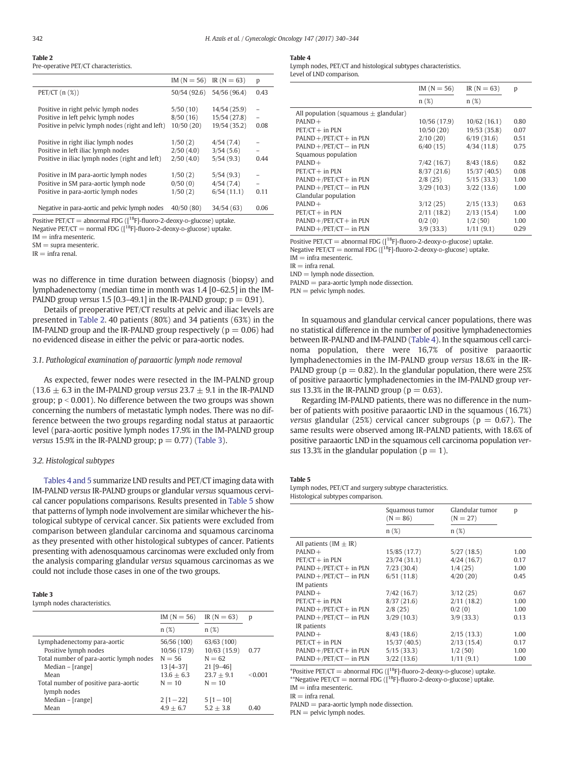**Table 2**
Pre-operative PET/CT characteristics.

| | IM (N = 56) | IR (N = 63) | p |
|---|---|---|---|
| PET/CT (n (%)) | 50/54 (92.6) | 54/56 (96.4) | 0.43 |
| Positive in right pelvic lymph nodes | 5/50 (10) | 14/54 (25.9) | – |
| Positive in left pelvic lymph nodes | 8/50 (16) | 15/54 (27.8) | – |
| Positive in pelvic lymph nodes (right and left) | 10/50 (20) | 19/54 (35.2) | 0.08 |
| Positive in right iliac lymph nodes | 1/50 (2) | 4/54 (7.4) | – |
| Positive in left iliac lymph nodes | 2/50 (4.0) | 3/54 (5.6) | – |
| Positive in iliac lymph nodes (right and left) | 2/50 (4.0) | 5/54 (9.3) | 0.44 |
| Positive in IM para-aortic lymph nodes | 1/50 (2) | 5/54 (9.3) | – |
| Positive in SM para-aortic lymph node | 0/50 (0) | 4/54 (7.4) | – |
| Positive in para-aortic lymph nodes | 1/50 (2) | 6/54 (11.1) | 0.11 |
| Negative in para-aortic and pelvic lymph nodes | 40/50 (80) | 34/54 (63) | 0.06 |

Positive PET/CT = abnormal FDG ([$^{18}$F]-fluoro-2-deoxy-D-glucose) uptake.
Negative PET/CT = normal FDG ([$^{18}$F]-fluoro-2-deoxy-D-glucose) uptake.
IM = infra mesenteric.
SM = supra mesenteric.
IR = infra renal.

was no difference in time duration between diagnosis (biopsy) and lymphadenectomy (median time in month was 1.4 [0–62.5] in the IM-PALND group *versus* 1.5 [0.3–49.1] in the IR-PALND group; p = 0.91).

Details of preoperative PET/CT results at pelvic and iliac levels are presented in Table 2. 40 patients (80%) and 34 patients (63%) in the IM-PALND group and the IR-PALND group respectively (p = 0.06) had no evidenced disease in either the pelvic or para-aortic nodes.

### 3.1. Pathological examination of paraaortic lymph node removal

As expected, fewer nodes were resected in the IM-PALND group (13.6 ± 6.3 in the IM-PALND group *versus* 23.7 ± 9.1 in the IR-PALND group; p < 0.001). No difference between the two groups was shown concerning the numbers of metastatic lymph nodes. There was no difference between the two groups regarding nodal status at paraaortic level (para-aortic positive lymph nodes 17.9% in the IM-PALND group *versus* 15.9% in the IR-PALND group; p = 0.77) (Table 3).

### 3.2. Histological subtypes

Tables 4 and 5 summarize LND results and PET/CT imaging data with IM-PALND *versus* IR-PALND groups or glandular *versus* squamous cervical cancer populations comparisons. Results presented in Table 5 show that patterns of lymph node involvement are similar whichever the histological subtype of cervical cancer. Six patients were excluded from comparison between glandular carcinoma and squamous carcinoma as they presented with other histological subtypes of cancer. Patients presenting with adenosquamous carcinomas were excluded only from the analysis comparing glandular *versus* squamous carcinomas as we could not include those cases in one of the two groups.

**Table 3**
Lymph nodes characteristics.

| | IM (N = 56) | IR (N = 63) | p |
|---|---|---|---|
| | n (%) | n (%) | |
| Lymphadenectomy para-aortic | 56/56 (100) | 63/63 (100) | |
| Positive lymph nodes | 10/56 (17.9) | 10/63 (15.9) | 0.77 |
| Total number of para-aortic lymph nodes | N = 56 | N = 62 | |
| Median – [range] | 13 [4–37] | 21 [9–46] | |
| Mean | 13.6 ± 6.3 | 23.7 ± 9.1 | <0.001 |
| Total number of positive para-aortic lymph nodes | N = 10 | N = 10 | |
| Median – [range] | 2 [1−22] | 5 [1−10] | |
| Mean | 4.9 ± 6.7 | 5.2 ± 3.8 | 0.40 |

**Table 4**
Lymph nodes, PET/CT and histological subtypes characteristics.
Level of LND comparison.

| | IM (N = 56) | IR (N = 63) | p |
|---|---|---|---|
| | n (%) | n (%) | |
| All population (squamous ± glandular) | | | |
| PALND+ | 10/56 (17.9) | 10/62 (16.1) | 0.80 |
| PET/CT+ in PLN | 10/50 (20) | 19/53 (35.8) | 0.07 |
| PALND+/PET/CT+ in PLN | 2/10 (20) | 6/19 (31.6) | 0.51 |
| PALND+/PET/CT− in PLN | 6/40 (15) | 4/34 (11.8) | 0.75 |
| Squamous population | | | |
| PALND+ | 7/42 (16.7) | 8/43 (18.6) | 0.82 |
| PET/CT+ in PLN | 8/37 (21.6) | 15/37 (40.5) | 0.08 |
| PALND+/PET/CT+ in PLN | 2/8 (25) | 5/15 (33.3) | 1.00 |
| PALND+/PET/CT− in PLN | 3/29 (10.3) | 3/22 (13.6) | 1.00 |
| Glandular population | | | |
| PALND+ | 3/12 (25) | 2/15 (13.3) | 0.63 |
| PET/CT+ in PLN | 2/11 (18.2) | 2/13 (15.4) | 1.00 |
| PALND+/PET/CT+ in PLN | 0/2 (0) | 1/2 (50) | 1.00 |
| PALND+/PET/CT− in PLN | 3/9 (33.3) | 1/11 (9.1) | 0.29 |

Positive PET/CT = abnormal FDG ([$^{18}$F]-fluoro-2-deoxy-D-glucose) uptake.
Negative PET/CT = normal FDG ([$^{18}$F]-fluoro-2-deoxy-D-glucose) uptake.
IM = infra mesenteric.
IR = infra renal.
LND = lymph node dissection.
PALND = para-aortic lymph node dissection.
PLN = pelvic lymph nodes.

In squamous and glandular cervical cancer populations, there was no statistical difference in the number of positive lymphadenectomies between IR-PALND and IM-PALND (Table 4). In the squamous cell carcinoma population, there were 16,7% of positive paraaortic lymphadenectomies in the IM-PALND group *versus* 18.6% in the IR-PALND group (p = 0.82). In the glandular population, there were 25% of positive paraaortic lymphadenectomies in the IM-PALND group *versus* 13.3% in the IR-PALND group (p = 0.63).

Regarding IM-PALND patients, there was no difference in the number of patients with positive paraaortic LND in the squamous (16.7%) *versus* glandular (25%) cervical cancer subgroups (p = 0.67). The same results were observed among IR-PALND patients, with 18.6% of positive paraaortic LND in the squamous cell carcinoma population *versus* 13.3% in the glandular population (p = 1).

**Table 5**
Lymph nodes, PET/CT and surgery subtype characteristics.
Histological subtypes comparison.

| | Squamous tumor (N = 86) | Glandular tumor (N = 27) | p |
|---|---|---|---|
| | n (%) | n (%) | |
| All patients (IM ± IR) | | | |
| PALND+ | 15/85 (17.7) | 5/27 (18.5) | 1.00 |
| PET/CT+ in PLN | 23/74 (31.1) | 4/24 (16.7) | 0.17 |
| PALND+/PET/CT+ in PLN | 7/23 (30.4) | 1/4 (25) | 1.00 |
| PALND+/PET/CT− in PLN | 6/51 (11.8) | 4/20 (20) | 0.45 |
| IM patients | | | |
| PALND+ | 7/42 (16.7) | 3/12 (25) | 0.67 |
| PET/CT+ in PLN | 8/37 (21.6) | 2/11 (18.2) | 1.00 |
| PALND+/PET/CT+ in PLN | 2/8 (25) | 0/2 (0) | 1.00 |
| PALND+/PET/CT− in PLN | 3/29 (10.3) | 3/9 (33.3) | 0.13 |
| IR patients | | | |
| PALND+ | 8/43 (18.6) | 2/15 (13.3) | 1.00 |
| PET/CT+ in PLN | 15/37 (40.5) | 2/13 (15.4) | 0.17 |
| PALND+/PET/CT+ in PLN | 5/15 (33.3) | 1/2 (50) | 1.00 |
| PALND+/PET/CT− in PLN | 3/22 (13.6) | 1/11 (9.1) | 1.00 |

*Positive PET/CT = abnormal FDG ([$^{18}$F]-fluoro-2-deoxy-D-glucose) uptake.
**Negative PET/CT = normal FDG ([$^{18}$F]-fluoro-2-deoxy-D-glucose) uptake.
IM = infra mesenteric.
IR = infra renal.
PALND = para-aortic lymph node dissection.
PLN = pelvic lymph nodes.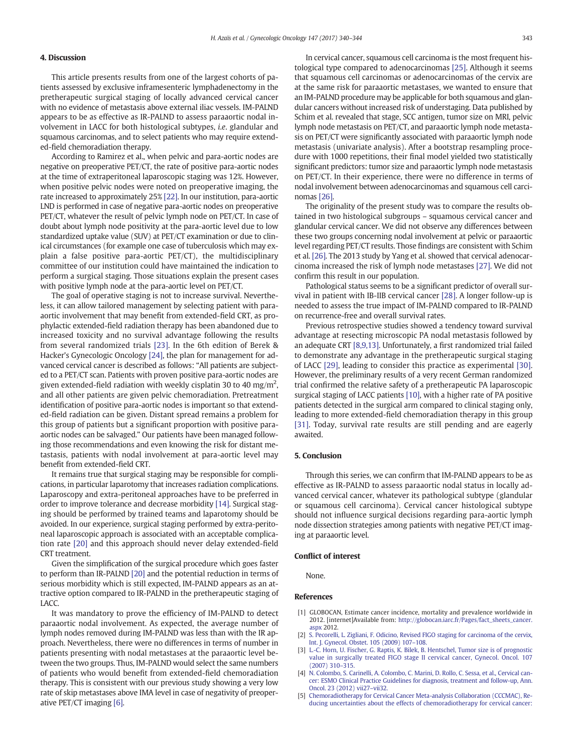## 4. Discussion

This article presents results from one of the largest cohorts of patients assessed by exclusive inframesenteric lymphadenectomy in the pretherapeutic surgical staging of locally advanced cervical cancer with no evidence of metastasis above external iliac vessels. IM-PALND appears to be as effective as IR-PALND to assess paraaortic nodal involvement in LACC for both histological subtypes, *i.e.* glandular and squamous carcinomas, and to select patients who may require extended-field chemoradiation therapy.

According to Ramirez et al., when pelvic and para-aortic nodes are negative on preoperative PET/CT, the rate of positive para-aortic nodes at the time of extraperitoneal laparoscopic staging was 12%. However, when positive pelvic nodes were noted on preoperative imaging, the rate increased to approximately 25% [22]. In our institution, para-aortic LND is performed in case of negative para-aortic nodes on preoperative PET/CT, whatever the result of pelvic lymph node on PET/CT. In case of doubt about lymph node positivity at the para-aortic level due to low standardized uptake value (SUV) at PET/CT examination or due to clinical circumstances (for example one case of tuberculosis which may explain a false positive para-aortic PET/CT), the multidisciplinary committee of our institution could have maintained the indication to perform a surgical staging. Those situations explain the present cases with positive lymph node at the para-aortic level on PET/CT.

The goal of operative staging is not to increase survival. Nevertheless, it can allow tailored management by selecting patient with para-aortic involvement that may benefit from extended-field CRT, as prophylactic extended-field radiation therapy has been abandoned due to increased toxicity and no survival advantage following the results from several randomized trials [23]. In the 6th edition of Berek & Hacker's Gynecologic Oncology [24], the plan for management for advanced cervical cancer is described as follows: "All patients are subjected to a PET/CT scan. Patients with proven positive para-aortic nodes are given extended-field radiation with weekly cisplatin 30 to 40 mg/m$^2$, and all other patients are given pelvic chemoradiation. Pretreatment identification of positive para-aortic nodes is important so that extended-field radiation can be given. Distant spread remains a problem for this group of patients but a significant proportion with positive para-aortic nodes can be salvaged." Our patients have been managed following those recommendations and even knowing the risk for distant metastasis, patients with nodal involvement at para-aortic level may benefit from extended-field CRT.

It remains true that surgical staging may be responsible for complications, in particular laparotomy that increases radiation complications. Laparoscopy and extra-peritoneal approaches have to be preferred in order to improve tolerance and decrease morbidity [14]. Surgical staging should be performed by trained teams and laparotomy should be avoided. In our experience, surgical staging performed by extra-peritoneal laparoscopic approach is associated with an acceptable complication rate [20] and this approach should never delay extended-field CRT treatment.

Given the simplification of the surgical procedure which goes faster to perform than IR-PALND [20] and the potential reduction in terms of serious morbidity which is still expected, IM-PALND appears as an attractive option compared to IR-PALND in the pretherapeutic staging of LACC.

It was mandatory to prove the efficiency of IM-PALND to detect paraaortic nodal involvement. As expected, the average number of lymph nodes removed during IM-PALND was less than with the IR approach. Nevertheless, there were no differences in terms of number in patients presenting with nodal metastases at the paraaortic level between the two groups. Thus, IM-PALND would select the same numbers of patients who would benefit from extended-field chemoradiation therapy. This is consistent with our previous study showing a very low rate of skip metastases above IMA level in case of negativity of preoperative PET/CT imaging [6].

In cervical cancer, squamous cell carcinoma is the most frequent histological type compared to adenocarcinomas [25]. Although it seems that squamous cell carcinomas or adenocarcinomas of the cervix are at the same risk for paraaortic metastases, we wanted to ensure that an IM-PALND procedure may be applicable for both squamous and glandular cancers without increased risk of understaging. Data published by Schim et al. revealed that stage, SCC antigen, tumor size on MRI, pelvic lymph node metastasis on PET/CT, and paraaortic lymph node metastasis on PET/CT were significantly associated with paraaortic lymph node metastasis (univariate analysis). After a bootstrap resampling procedure with 1000 repetitions, their final model yielded two statistically significant predictors: tumor size and paraaortic lymph node metastasis on PET/CT. In their experience, there were no difference in terms of nodal involvement between adenocarcinomas and squamous cell carcinomas [26].

The originality of the present study was to compare the results obtained in two histological subgroups – squamous cervical cancer and glandular cervical cancer. We did not observe any differences between these two groups concerning nodal involvement at pelvic or paraaortic level regarding PET/CT results. Those findings are consistent with Schim et al. [26]. The 2013 study by Yang et al. showed that cervical adenocarcinoma increased the risk of lymph node metastases [27]. We did not confirm this result in our population.

Pathological status seems to be a significant predictor of overall survival in patient with IB-IIB cervical cancer [28]. A longer follow-up is needed to assess the true impact of IM-PALND compared to IR-PALND on recurrence-free and overall survival rates.

Previous retrospective studies showed a tendency toward survival advantage at resecting microscopic PA nodal metastasis followed by an adequate CRT [8,9,13]. Unfortunately, a first randomized trial failed to demonstrate any advantage in the pretherapeutic surgical staging of LACC [29], leading to consider this practice as experimental [30]. However, the preliminary results of a very recent German randomized trial confirmed the relative safety of a pretherapeutic PA laparoscopic surgical staging of LACC patients [10], with a higher rate of PA positive patients detected in the surgical arm compared to clinical staging only, leading to more extended-field chemoradiation therapy in this group [31]. Today, survival rate results are still pending and are eagerly awaited.

## 5. Conclusion

Through this series, we can confirm that IM-PALND appears to be as effective as IR-PALND to assess paraaortic nodal status in locally advanced cervical cancer, whatever its pathological subtype (glandular or squamous cell carcinoma). Cervical cancer histological subtype should not influence surgical decisions regarding para-aortic lymph node dissection strategies among patients with negative PET/CT imaging at paraaortic level.

## Conflict of interest

None.

## References

[1] GLOBOCAN, Estimate cancer incidence, mortality and prevalence worldwide in 2012. [internet]Available from: http://globocan.iarc.fr/Pages/fact_sheets_cancer.aspx 2012.

[2] S. Pecorelli, L. Zigliani, F. Odicino, Revised FIGO staging for carcinoma of the cervix, Int. J. Gynecol. Obstet. 105 (2009) 107–108.

[3] L.-C. Horn, U. Fischer, G. Raptis, K. Bilek, B. Hentschel, Tumor size is of prognostic value in surgically treated FIGO stage II cervical cancer, Gynecol. Oncol. 107 (2007) 310–315.

[4] N. Colombo, S. Carinelli, A. Colombo, C. Marini, D. Rollo, C. Sessa, et al., Cervical cancer: ESMO Clinical Practice Guidelines for diagnosis, treatment and follow-up, Ann. Oncol. 23 (2012) vii27–vii32.

[5] Chemoradiotherapy for Cervical Cancer Meta-analysis Collaboration (CCCMAC), Reducing uncertainties about the effects of chemoradiotherapy for cervical cancer: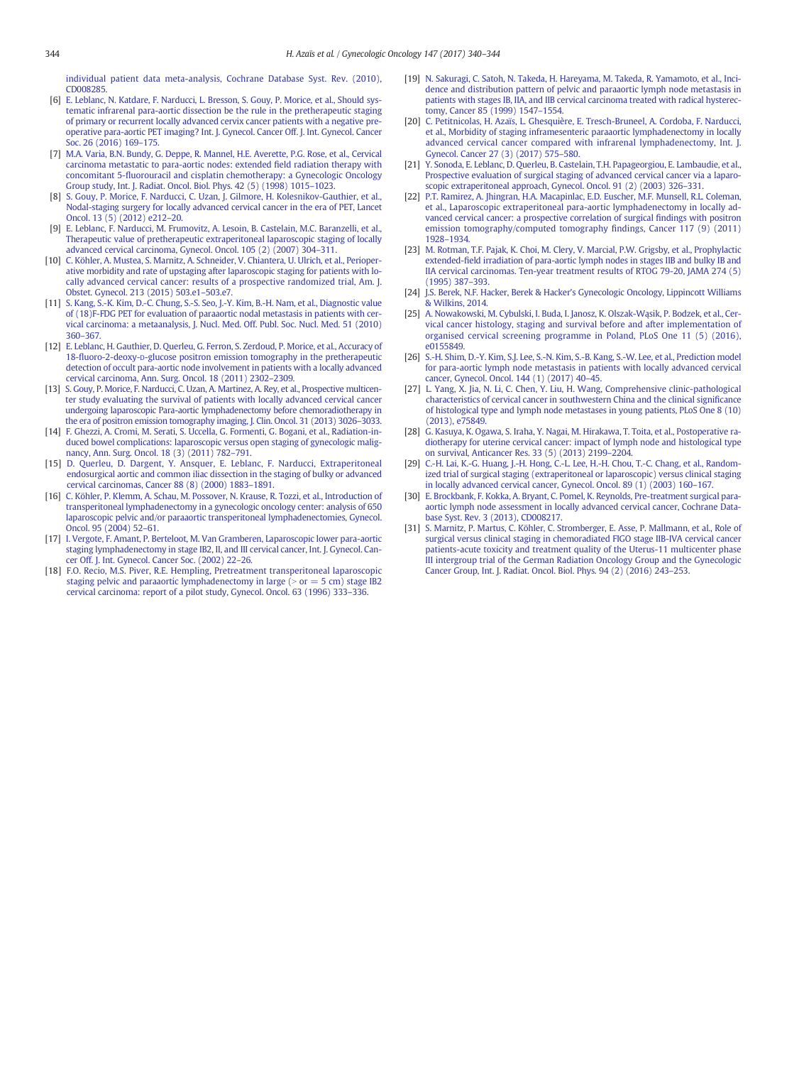individual patient data meta-analysis, Cochrane Database Syst. Rev. (2010), CD008285.

[6] E. Leblanc, N. Katdare, F. Narducci, L. Bresson, S. Gouy, P. Morice, et al., Should systematic infrarenal para-aortic dissection be the rule in the pretherapeutic staging of primary or recurrent locally advanced cervix cancer patients with a negative preoperative para-aortic PET imaging? Int. J. Gynecol. Cancer Off. J. Int. Gynecol. Cancer Soc. 26 (2016) 169–175.

[7] M.A. Varia, B.N. Bundy, G. Deppe, R. Mannel, H.E. Averette, P.G. Rose, et al., Cervical carcinoma metastatic to para-aortic nodes: extended field radiation therapy with concomitant 5-fluorouracil and cisplatin chemotherapy: a Gynecologic Oncology Group study, Int. J. Radiat. Oncol. Biol. Phys. 42 (5) (1998) 1015–1023.

[8] S. Gouy, P. Morice, F. Narducci, C. Uzan, J. Gilmore, H. Kolesnikov-Gauthier, et al., Nodal-staging surgery for locally advanced cervical cancer in the era of PET, Lancet Oncol. 13 (5) (2012) e212–20.

[9] E. Leblanc, F. Narducci, M. Frumovitz, A. Lesoin, B. Castelain, M.C. Baranzelli, et al., Therapeutic value of pretherapeutic extraperitoneal laparoscopic staging of locally advanced cervical carcinoma, Gynecol. Oncol. 105 (2) (2007) 304–311.

[10] C. Köhler, A. Mustea, S. Marnitz, A. Schneider, V. Chiantera, U. Ulrich, et al., Perioperative morbidity and rate of upstaging after laparoscopic staging for patients with locally advanced cervical cancer: results of a prospective randomized trial, Am. J. Obstet. Gynecol. 213 (2015) 503.e1–503.e7.

[11] S. Kang, S.-K. Kim, D.-C. Chung, S.-S. Seo, J.-Y. Kim, B.-H. Nam, et al., Diagnostic value of (18)F-FDG PET for evaluation of paraaortic nodal metastasis in patients with cervical carcinoma: a metaanalysis, J. Nucl. Med. Off. Publ. Soc. Nucl. Med. 51 (2010) 360–367.

[12] E. Leblanc, H. Gauthier, D. Querleu, G. Ferron, S. Zerdoud, P. Morice, et al., Accuracy of 18-fluoro-2-deoxy-D-glucose positron emission tomography in the pretherapeutic detection of occult para-aortic node involvement in patients with a locally advanced cervical carcinoma, Ann. Surg. Oncol. 18 (2011) 2302–2309.

[13] S. Gouy, P. Morice, F. Narducci, C. Uzan, A. Martinez, A. Rey, et al., Prospective multicenter study evaluating the survival of patients with locally advanced cervical cancer undergoing laparoscopic Para-aortic lymphadenectomy before chemoradiotherapy in the era of positron emission tomography imaging, J. Clin. Oncol. 31 (2013) 3026–3033.

[14] F. Ghezzi, A. Cromi, M. Serati, S. Uccella, G. Formenti, G. Bogani, et al., Radiation-induced bowel complications: laparoscopic versus open staging of gynecologic malignancy, Ann. Surg. Oncol. 18 (3) (2011) 782–791.

[15] D. Querleu, D. Dargent, Y. Ansquer, E. Leblanc, F. Narducci, Extraperitoneal endosurgical aortic and common iliac dissection in the staging of bulky or advanced cervical carcinomas, Cancer 88 (8) (2000) 1883–1891.

[16] C. Köhler, P. Klemm, A. Schau, M. Possover, N. Krause, R. Tozzi, et al., Introduction of transperitoneal lymphadenectomy in a gynecologic oncology center: analysis of 650 laparoscopic pelvic and/or paraaortic transperitoneal lymphadenectomies, Gynecol. Oncol. 95 (2004) 52–61.

[17] I. Vergote, F. Amant, P. Berteloot, M. Van Gramberen, Laparoscopic lower para-aortic staging lymphadenectomy in stage IB2, II, and III cervical cancer, Int. J. Gynecol. Cancer Off. J. Int. Gynecol. Cancer Soc. (2002) 22–26.

[18] F.O. Recio, M.S. Piver, R.E. Hempling, Pretreatment transperitoneal laparoscopic staging pelvic and paraaortic lymphadenectomy in large (> or = 5 cm) stage IB2 cervical carcinoma: report of a pilot study, Gynecol. Oncol. 63 (1996) 333–336.

[19] N. Sakuragi, C. Satoh, N. Takeda, H. Hareyama, M. Takeda, R. Yamamoto, et al., Incidence and distribution pattern of pelvic and paraaortic lymph node metastasis in patients with stages IB, IIA, and IIB cervical carcinoma treated with radical hysterectomy, Cancer 85 (1999) 1547–1554.

[20] C. Petitnicolas, H. Azaïs, L. Ghesquière, E. Tresch-Bruneel, A. Cordoba, F. Narducci, et al., Morbidity of staging inframesenteric paraaortic lymphadenectomy in locally advanced cervical cancer compared with infrarenal lymphadenectomy, Int. J. Gynecol. Cancer 27 (3) (2017) 575–580.

[21] Y. Sonoda, E. Leblanc, D. Querleu, B. Castelain, T.H. Papageorgiou, E. Lambaudie, et al., Prospective evaluation of surgical staging of advanced cervical cancer via a laparoscopic extraperitoneal approach, Gynecol. Oncol. 91 (2) (2003) 326–331.

[22] P.T. Ramirez, A. Jhingran, H.A. Macapinlac, E.D. Euscher, M.F. Munsell, R.L. Coleman, et al., Laparoscopic extraperitoneal para-aortic lymphadenectomy in locally advanced cervical cancer: a prospective correlation of surgical findings with positron emission tomography/computed tomography findings, Cancer 117 (9) (2011) 1928–1934.

[23] M. Rotman, T.F. Pajak, K. Choi, M. Clery, V. Marcial, P.W. Grigsby, et al., Prophylactic extended-field irradiation of para-aortic lymph nodes in stages IIB and bulky IB and IIA cervical carcinomas. Ten-year treatment results of RTOG 79-20, JAMA 274 (5) (1995) 387–393.

[24] J.S. Berek, N.F. Hacker, Berek & Hacker's Gynecologic Oncology, Lippincott Williams & Wilkins, 2014.

[25] A. Nowakowski, M. Cybulski, I. Buda, I. Janosz, K. Olszak-Wąsik, P. Bodzek, et al., Cervical cancer histology, staging and survival before and after implementation of organised cervical screening programme in Poland, PLoS One 11 (5) (2016), e0155849.

[26] S.-H. Shim, D.-Y. Kim, S.J. Lee, S.-N. Kim, S.-B. Kang, S.-W. Lee, et al., Prediction model for para-aortic lymph node metastasis in patients with locally advanced cervical cancer, Gynecol. Oncol. 144 (1) (2017) 40–45.

[27] L. Yang, X. Jia, N. Li, C. Chen, Y. Liu, H. Wang, Comprehensive clinic-pathological characteristics of cervical cancer in southwestern China and the clinical significance of histological type and lymph node metastases in young patients, PLoS One 8 (10) (2013), e75849.

[28] G. Kasuya, K. Ogawa, S. Iraha, Y. Nagai, M. Hirakawa, T. Toita, et al., Postoperative radiotherapy for uterine cervical cancer: impact of lymph node and histological type on survival, Anticancer Res. 33 (5) (2013) 2199–2204.

[29] C.-H. Lai, K.-G. Huang, J.-H. Hong, C.-L. Lee, H.-H. Chou, T.-C. Chang, et al., Randomized trial of surgical staging (extraperitoneal or laparoscopic) versus clinical staging in locally advanced cervical cancer, Gynecol. Oncol. 89 (1) (2003) 160–167.

[30] E. Brockbank, F. Kokka, A. Bryant, C. Pomel, K. Reynolds, Pre-treatment surgical para-aortic lymph node assessment in locally advanced cervical cancer, Cochrane Database Syst. Rev. 3 (2013), CD008217.

[31] S. Marnitz, P. Martus, C. Köhler, C. Stromberger, E. Asse, P. Mallmann, et al., Role of surgical versus clinical staging in chemoradiated FIGO stage IIB-IVA cervical cancer patients-acute toxicity and treatment quality of the Uterus-11 multicenter phase III intergroup trial of the German Radiation Oncology Group and the Gynecologic Cancer Group, Int. J. Radiat. Oncol. Biol. Phys. 94 (2) (2016) 243–253.